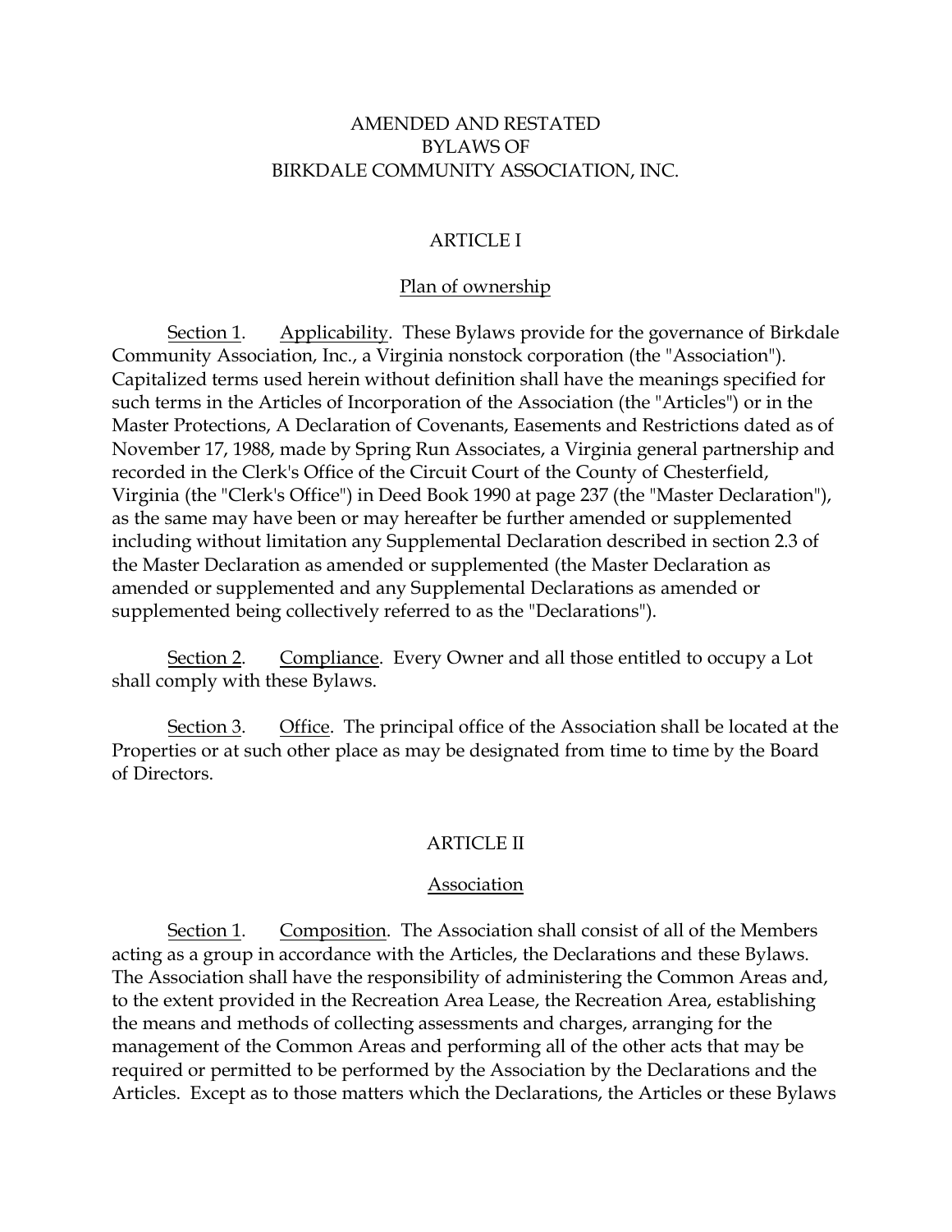# AMENDED AND RESTATED BYLAWS OF BIRKDALE COMMUNITY ASSOCIATION, INC.

## ARTICLE I

### Plan of ownership

Section 1. Applicability. These Bylaws provide for the governance of Birkdale Community Association, Inc., a Virginia nonstock corporation (the "Association"). Capitalized terms used herein without definition shall have the meanings specified for such terms in the Articles of Incorporation of the Association (the "Articles") or in the Master Protections, A Declaration of Covenants, Easements and Restrictions dated as of November 17, 1988, made by Spring Run Associates, a Virginia general partnership and recorded in the Clerk's Office of the Circuit Court of the County of Chesterfield, Virginia (the "Clerk's Office") in Deed Book 1990 at page 237 (the "Master Declaration"), as the same may have been or may hereafter be further amended or supplemented including without limitation any Supplemental Declaration described in section 2.3 of the Master Declaration as amended or supplemented (the Master Declaration as amended or supplemented and any Supplemental Declarations as amended or supplemented being collectively referred to as the "Declarations").

Section 2. Compliance. Every Owner and all those entitled to occupy a Lot shall comply with these Bylaws.

Section 3. Office. The principal office of the Association shall be located at the Properties or at such other place as may be designated from time to time by the Board of Directors.

## ARTICLE II

### Association

Section 1. Composition. The Association shall consist of all of the Members acting as a group in accordance with the Articles, the Declarations and these Bylaws. The Association shall have the responsibility of administering the Common Areas and, to the extent provided in the Recreation Area Lease, the Recreation Area, establishing the means and methods of collecting assessments and charges, arranging for the management of the Common Areas and performing all of the other acts that may be required or permitted to be performed by the Association by the Declarations and the Articles. Except as to those matters which the Declarations, the Articles or these Bylaws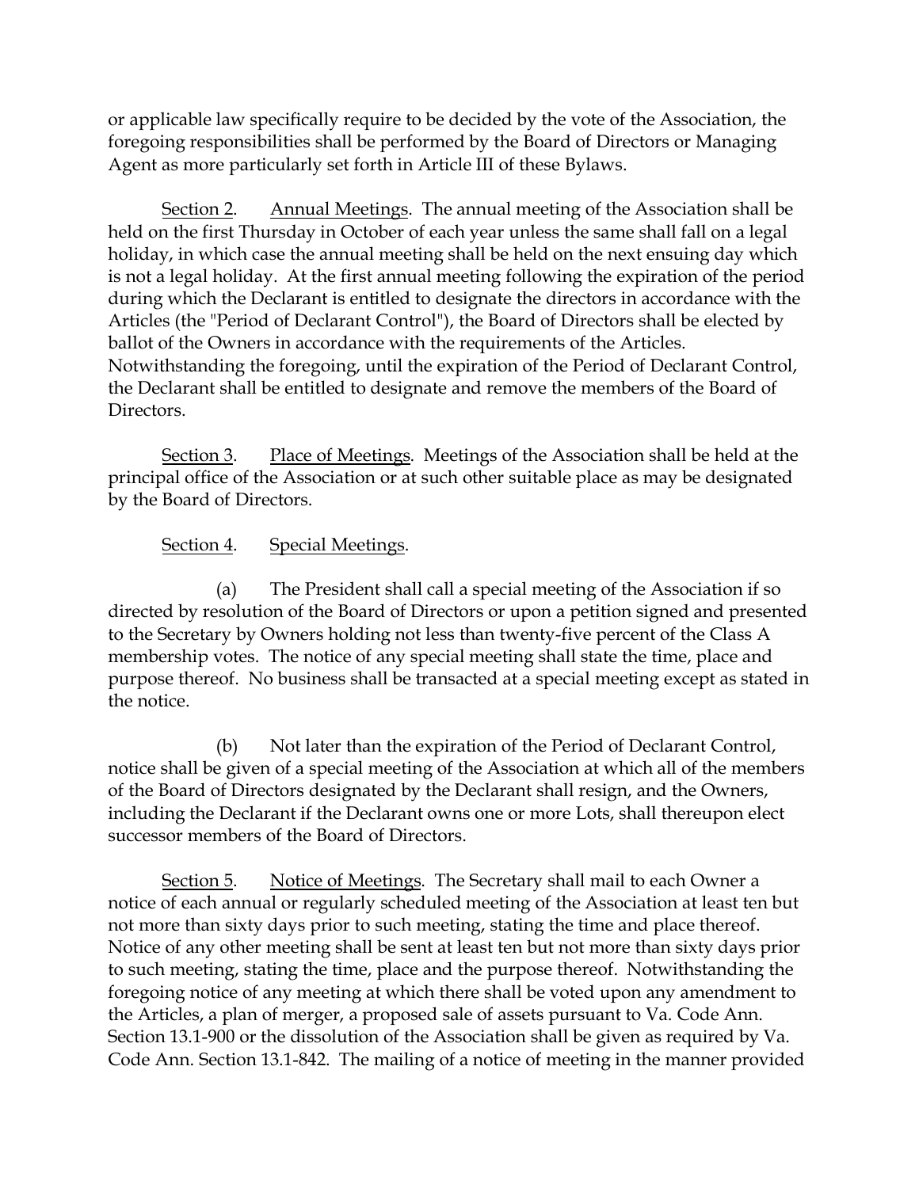or applicable law specifically require to be decided by the vote of the Association, the foregoing responsibilities shall be performed by the Board of Directors or Managing Agent as more particularly set forth in Article III of these Bylaws.

Section 2. Annual Meetings. The annual meeting of the Association shall be held on the first Thursday in October of each year unless the same shall fall on a legal holiday, in which case the annual meeting shall be held on the next ensuing day which is not a legal holiday. At the first annual meeting following the expiration of the period during which the Declarant is entitled to designate the directors in accordance with the Articles (the "Period of Declarant Control"), the Board of Directors shall be elected by ballot of the Owners in accordance with the requirements of the Articles. Notwithstanding the foregoing, until the expiration of the Period of Declarant Control, the Declarant shall be entitled to designate and remove the members of the Board of Directors.

Section 3. Place of Meetings. Meetings of the Association shall be held at the principal office of the Association or at such other suitable place as may be designated by the Board of Directors.

Section 4. Special Meetings.

(a) The President shall call a special meeting of the Association if so directed by resolution of the Board of Directors or upon a petition signed and presented to the Secretary by Owners holding not less than twenty-five percent of the Class A membership votes. The notice of any special meeting shall state the time, place and purpose thereof. No business shall be transacted at a special meeting except as stated in the notice.

(b) Not later than the expiration of the Period of Declarant Control, notice shall be given of a special meeting of the Association at which all of the members of the Board of Directors designated by the Declarant shall resign, and the Owners, including the Declarant if the Declarant owns one or more Lots, shall thereupon elect successor members of the Board of Directors.

Section 5. Notice of Meetings. The Secretary shall mail to each Owner a notice of each annual or regularly scheduled meeting of the Association at least ten but not more than sixty days prior to such meeting, stating the time and place thereof. Notice of any other meeting shall be sent at least ten but not more than sixty days prior to such meeting, stating the time, place and the purpose thereof. Notwithstanding the foregoing notice of any meeting at which there shall be voted upon any amendment to the Articles, a plan of merger, a proposed sale of assets pursuant to Va. Code Ann. Section 13.1-900 or the dissolution of the Association shall be given as required by Va. Code Ann. Section 13.1-842. The mailing of a notice of meeting in the manner provided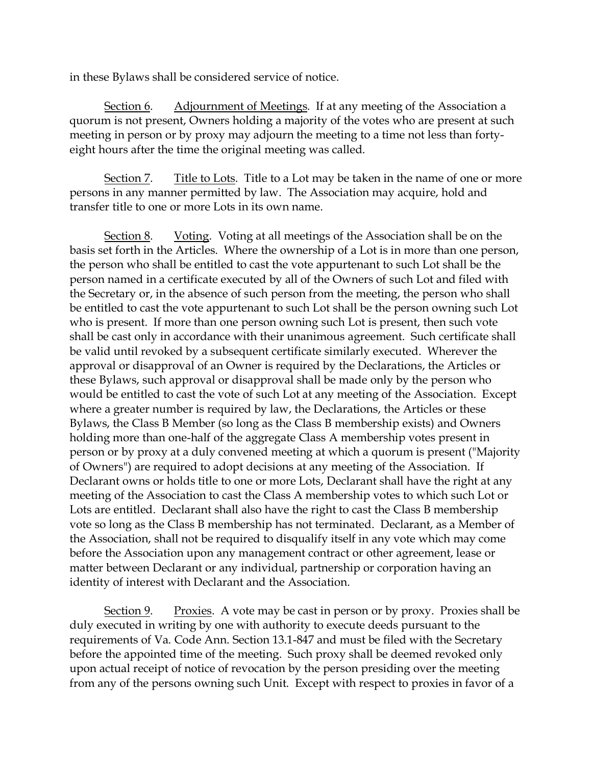in these Bylaws shall be considered service of notice.

Section 6. Adjournment of Meetings. If at any meeting of the Association a quorum is not present, Owners holding a majority of the votes who are present at such meeting in person or by proxy may adjourn the meeting to a time not less than forty-eight hours after the time the original meeting was called.

Section 7. Title to Lots. Title to a Lot may be taken in the name of one or more persons in any manner permitted by law. The Association may acquire, hold and transfer title to one or more Lots in its own name.

Section 8. Voting. Voting at all meetings of the Association shall be on the basis set forth in the Articles. Where the ownership of a Lot is in more than one person, the person who shall be entitled to cast the vote appurtenant to such Lot shall be the person named in a certificate executed by all of the Owners of such Lot and filed with the Secretary or, in the absence of such person from the meeting, the person who shall be entitled to cast the vote appurtenant to such Lot shall be the person owning such Lot who is present. If more than one person owning such Lot is present, then such vote shall be cast only in accordance with their unanimous agreement. Such certificate shall be valid until revoked by a subsequent certificate similarly executed. Wherever the approval or disapproval of an Owner is required by the Declarations, the Articles or these Bylaws, such approval or disapproval shall be made only by the person who would be entitled to cast the vote of such Lot at any meeting of the Association. Except where a greater number is required by law, the Declarations, the Articles or these Bylaws, the Class B Member (so long as the Class B membership exists) and Owners holding more than one-half of the aggregate Class A membership votes present in person or by proxy at a duly convened meeting at which a quorum is present ("Majority of Owners") are required to adopt decisions at any meeting of the Association. If Declarant owns or holds title to one or more Lots, Declarant shall have the right at any meeting of the Association to cast the Class A membership votes to which such Lot or Lots are entitled. Declarant shall also have the right to cast the Class B membership vote so long as the Class B membership has not terminated. Declarant, as a Member of the Association, shall not be required to disqualify itself in any vote which may come before the Association upon any management contract or other agreement, lease or matter between Declarant or any individual, partnership or corporation having an identity of interest with Declarant and the Association.

Section 9. Proxies. A vote may be cast in person or by proxy. Proxies shall be duly executed in writing by one with authority to execute deeds pursuant to the requirements of Va. Code Ann. Section 13.1-847 and must be filed with the Secretary before the appointed time of the meeting. Such proxy shall be deemed revoked only upon actual receipt of notice of revocation by the person presiding over the meeting from any of the persons owning such Unit. Except with respect to proxies in favor of a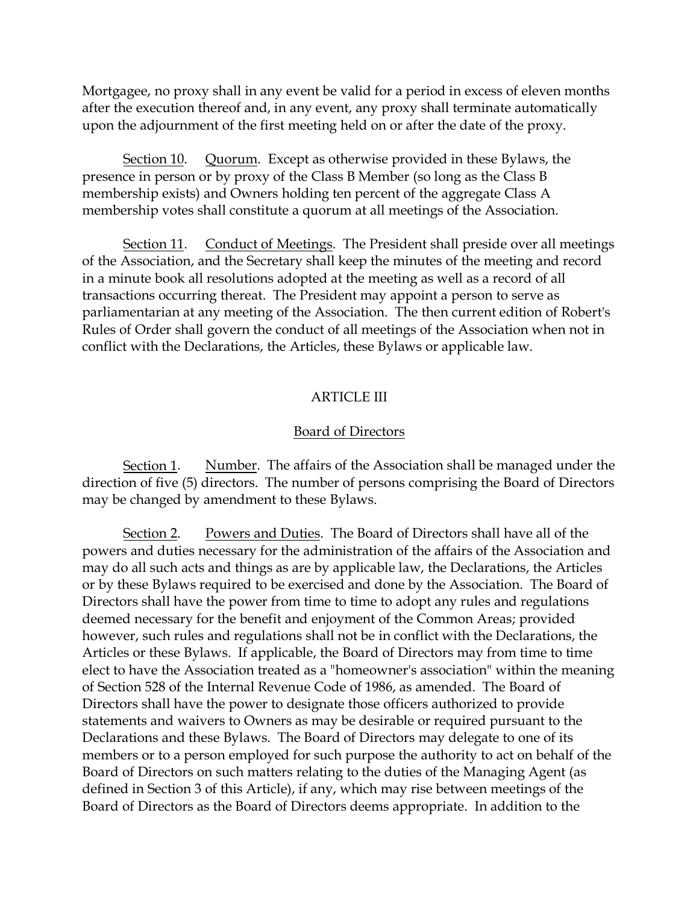Mortgagee, no proxy shall in any event be valid for a period in excess of eleven months after the execution thereof and, in any event, any proxy shall terminate automatically upon the adjournment of the first meeting held on or after the date of the proxy.

Section 10. Quorum. Except as otherwise provided in these Bylaws, the presence in person or by proxy of the Class B Member (so long as the Class B membership exists) and Owners holding ten percent of the aggregate Class A membership votes shall constitute a quorum at all meetings of the Association.

Section 11. Conduct of Meetings. The President shall preside over all meetings of the Association, and the Secretary shall keep the minutes of the meeting and record in a minute book all resolutions adopted at the meeting as well as a record of all transactions occurring thereat. The President may appoint a person to serve as parliamentarian at any meeting of the Association. The then current edition of Robert's Rules of Order shall govern the conduct of all meetings of the Association when not in conflict with the Declarations, the Articles, these Bylaws or applicable law.

## ARTICLE III

## Board of Directors

Section 1. Number. The affairs of the Association shall be managed under the direction of five (5) directors. The number of persons comprising the Board of Directors may be changed by amendment to these Bylaws.

Section 2. Powers and Duties. The Board of Directors shall have all of the powers and duties necessary for the administration of the affairs of the Association and may do all such acts and things as are by applicable law, the Declarations, the Articles or by these Bylaws required to be exercised and done by the Association. The Board of Directors shall have the power from time to time to adopt any rules and regulations deemed necessary for the benefit and enjoyment of the Common Areas; provided however, such rules and regulations shall not be in conflict with the Declarations, the Articles or these Bylaws. If applicable, the Board of Directors may from time to time elect to have the Association treated as a "homeowner's association" within the meaning of Section 528 of the Internal Revenue Code of 1986, as amended. The Board of Directors shall have the power to designate those officers authorized to provide statements and waivers to Owners as may be desirable or required pursuant to the Declarations and these Bylaws. The Board of Directors may delegate to one of its members or to a person employed for such purpose the authority to act on behalf of the Board of Directors on such matters relating to the duties of the Managing Agent (as defined in Section 3 of this Article), if any, which may rise between meetings of the Board of Directors as the Board of Directors deems appropriate. In addition to the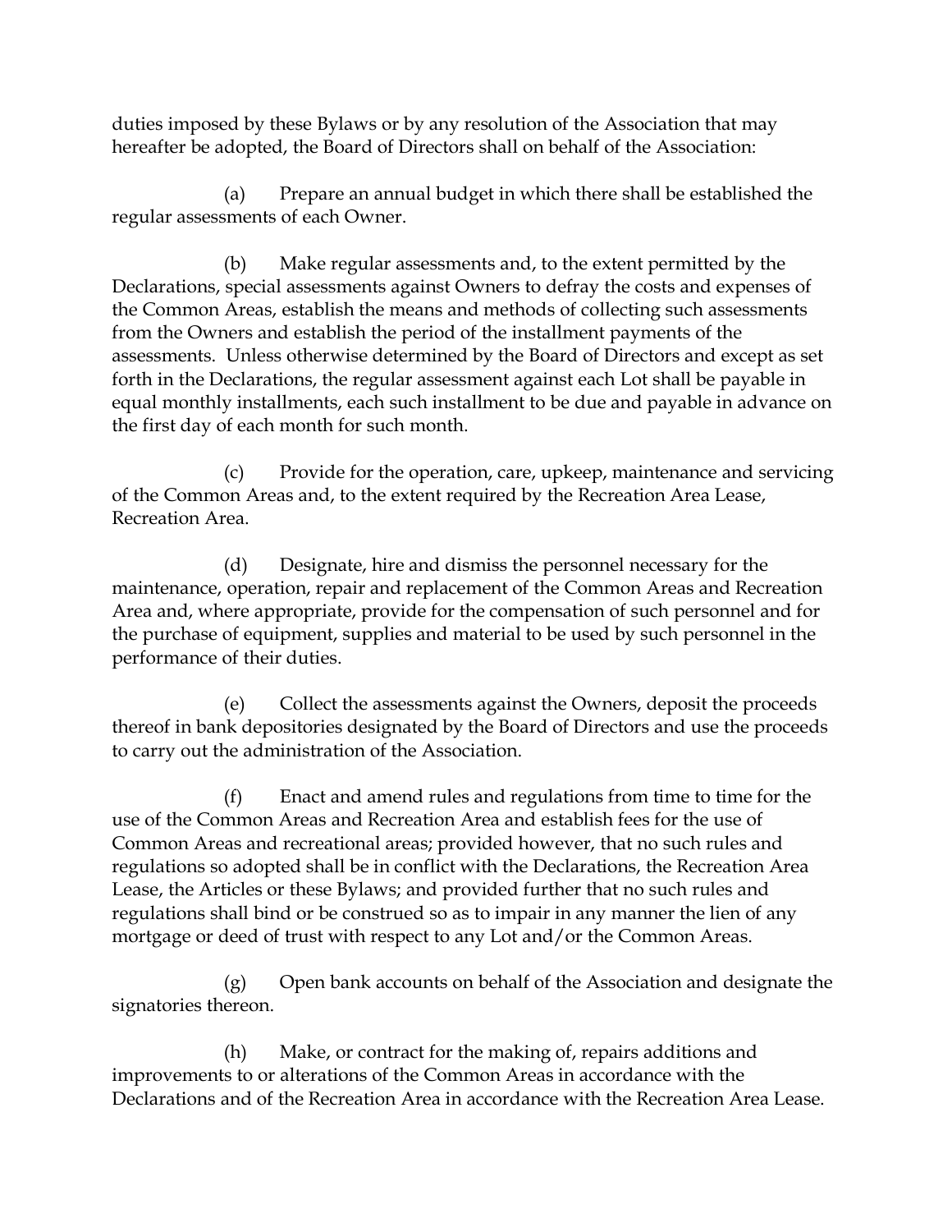duties imposed by these Bylaws or by any resolution of the Association that may hereafter be adopted, the Board of Directors shall on behalf of the Association:

(a) Prepare an annual budget in which there shall be established the regular assessments of each Owner.

(b) Make regular assessments and, to the extent permitted by the Declarations, special assessments against Owners to defray the costs and expenses of the Common Areas, establish the means and methods of collecting such assessments from the Owners and establish the period of the installment payments of the assessments. Unless otherwise determined by the Board of Directors and except as set forth in the Declarations, the regular assessment against each Lot shall be payable in equal monthly installments, each such installment to be due and payable in advance on the first day of each month for such month.

(c) Provide for the operation, care, upkeep, maintenance and servicing of the Common Areas and, to the extent required by the Recreation Area Lease, Recreation Area.

(d) Designate, hire and dismiss the personnel necessary for the maintenance, operation, repair and replacement of the Common Areas and Recreation Area and, where appropriate, provide for the compensation of such personnel and for the purchase of equipment, supplies and material to be used by such personnel in the performance of their duties.

(e) Collect the assessments against the Owners, deposit the proceeds thereof in bank depositories designated by the Board of Directors and use the proceeds to carry out the administration of the Association.

(f) Enact and amend rules and regulations from time to time for the use of the Common Areas and Recreation Area and establish fees for the use of Common Areas and recreational areas; provided however, that no such rules and regulations so adopted shall be in conflict with the Declarations, the Recreation Area Lease, the Articles or these Bylaws; and provided further that no such rules and regulations shall bind or be construed so as to impair in any manner the lien of any mortgage or deed of trust with respect to any Lot and/or the Common Areas.

(g) Open bank accounts on behalf of the Association and designate the signatories thereon.

(h) Make, or contract for the making of, repairs additions and improvements to or alterations of the Common Areas in accordance with the Declarations and of the Recreation Area in accordance with the Recreation Area Lease.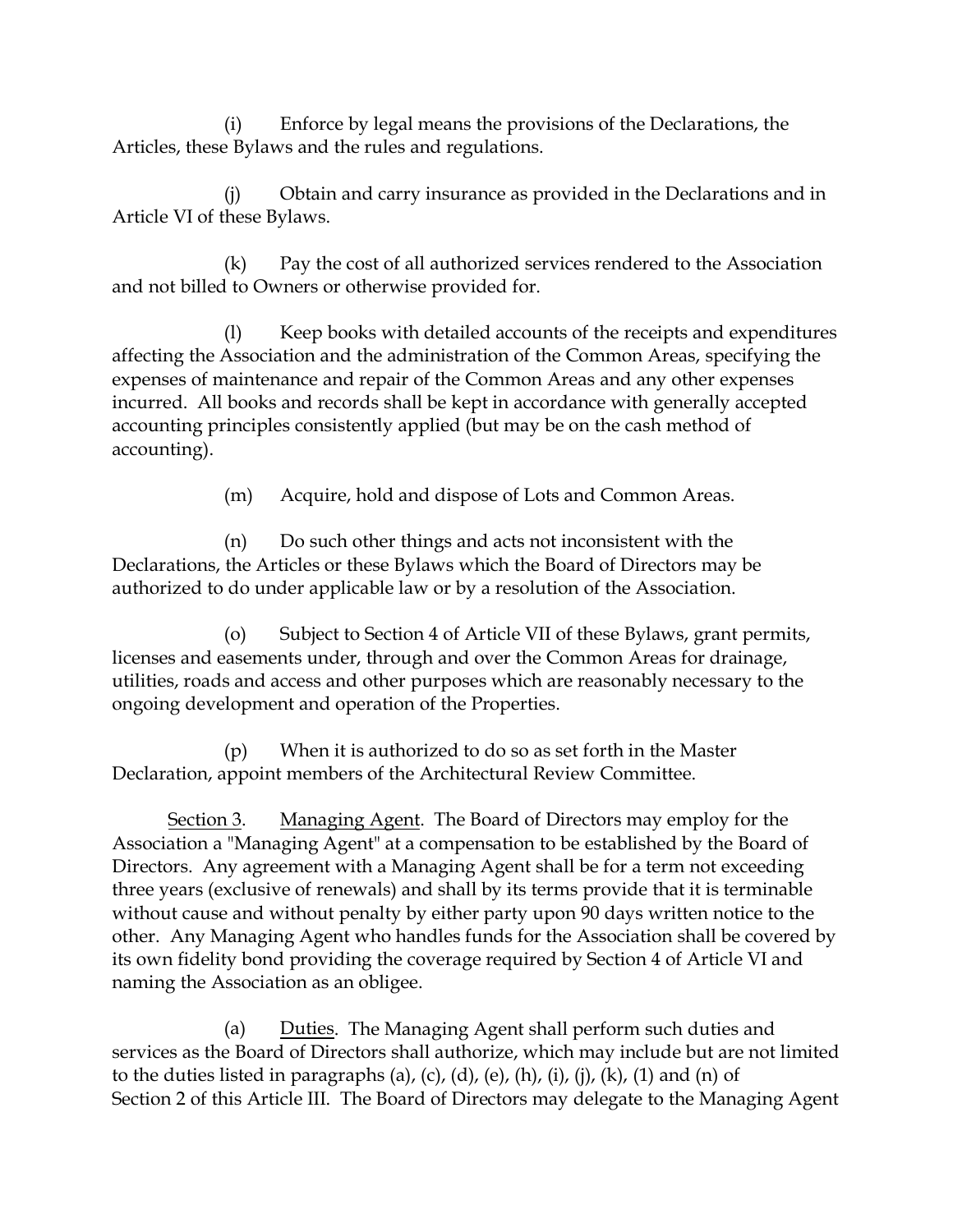(i) Enforce by legal means the provisions of the Declarations, the Articles, these Bylaws and the rules and regulations.

(j) Obtain and carry insurance as provided in the Declarations and in Article VI of these Bylaws.

(k) Pay the cost of all authorized services rendered to the Association and not billed to Owners or otherwise provided for.

(l) Keep books with detailed accounts of the receipts and expenditures affecting the Association and the administration of the Common Areas, specifying the expenses of maintenance and repair of the Common Areas and any other expenses incurred. All books and records shall be kept in accordance with generally accepted accounting principles consistently applied (but may be on the cash method of accounting).

(m) Acquire, hold and dispose of Lots and Common Areas.

(n) Do such other things and acts not inconsistent with the Declarations, the Articles or these Bylaws which the Board of Directors may be authorized to do under applicable law or by a resolution of the Association.

(o) Subject to Section 4 of Article VII of these Bylaws, grant permits, licenses and easements under, through and over the Common Areas for drainage, utilities, roads and access and other purposes which are reasonably necessary to the ongoing development and operation of the Properties.

(p) When it is authorized to do so as set forth in the Master Declaration, appoint members of the Architectural Review Committee.

Section 3. Managing Agent. The Board of Directors may employ for the Association a "Managing Agent" at a compensation to be established by the Board of Directors. Any agreement with a Managing Agent shall be for a term not exceeding three years (exclusive of renewals) and shall by its terms provide that it is terminable without cause and without penalty by either party upon 90 days written notice to the other. Any Managing Agent who handles funds for the Association shall be covered by its own fidelity bond providing the coverage required by Section 4 of Article VI and naming the Association as an obligee.

(a) Duties. The Managing Agent shall perform such duties and services as the Board of Directors shall authorize, which may include but are not limited to the duties listed in paragraphs (a), (c), (d), (e), (h), (i), (j), (k), (1) and (n) of Section 2 of this Article III. The Board of Directors may delegate to the Managing Agent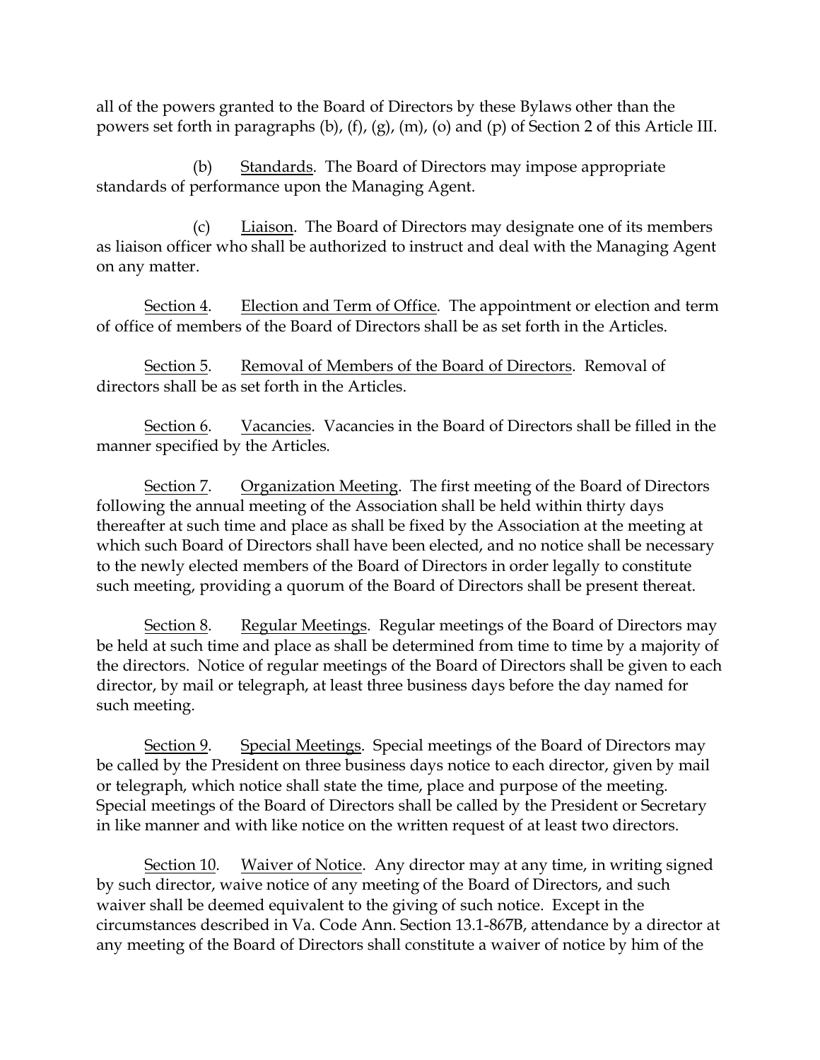all of the powers granted to the Board of Directors by these Bylaws other than the powers set forth in paragraphs (b), (f), (g), (m), (o) and (p) of Section 2 of this Article III.

(b) Standards. The Board of Directors may impose appropriate standards of performance upon the Managing Agent.

(c) Liaison. The Board of Directors may designate one of its members as liaison officer who shall be authorized to instruct and deal with the Managing Agent on any matter.

Section 4. Election and Term of Office. The appointment or election and term of office of members of the Board of Directors shall be as set forth in the Articles.

Section 5. Removal of Members of the Board of Directors. Removal of directors shall be as set forth in the Articles.

Section 6. Vacancies. Vacancies in the Board of Directors shall be filled in the manner specified by the Articles.

Section 7. Organization Meeting. The first meeting of the Board of Directors following the annual meeting of the Association shall be held within thirty days thereafter at such time and place as shall be fixed by the Association at the meeting at which such Board of Directors shall have been elected, and no notice shall be necessary to the newly elected members of the Board of Directors in order legally to constitute such meeting, providing a quorum of the Board of Directors shall be present thereat.

Section 8. Regular Meetings. Regular meetings of the Board of Directors may be held at such time and place as shall be determined from time to time by a majority of the directors. Notice of regular meetings of the Board of Directors shall be given to each director, by mail or telegraph, at least three business days before the day named for such meeting.

Section 9. Special Meetings. Special meetings of the Board of Directors may be called by the President on three business days notice to each director, given by mail or telegraph, which notice shall state the time, place and purpose of the meeting. Special meetings of the Board of Directors shall be called by the President or Secretary in like manner and with like notice on the written request of at least two directors.

Section 10. Waiver of Notice. Any director may at any time, in writing signed by such director, waive notice of any meeting of the Board of Directors, and such waiver shall be deemed equivalent to the giving of such notice. Except in the circumstances described in Va. Code Ann. Section 13.1-867B, attendance by a director at any meeting of the Board of Directors shall constitute a waiver of notice by him of the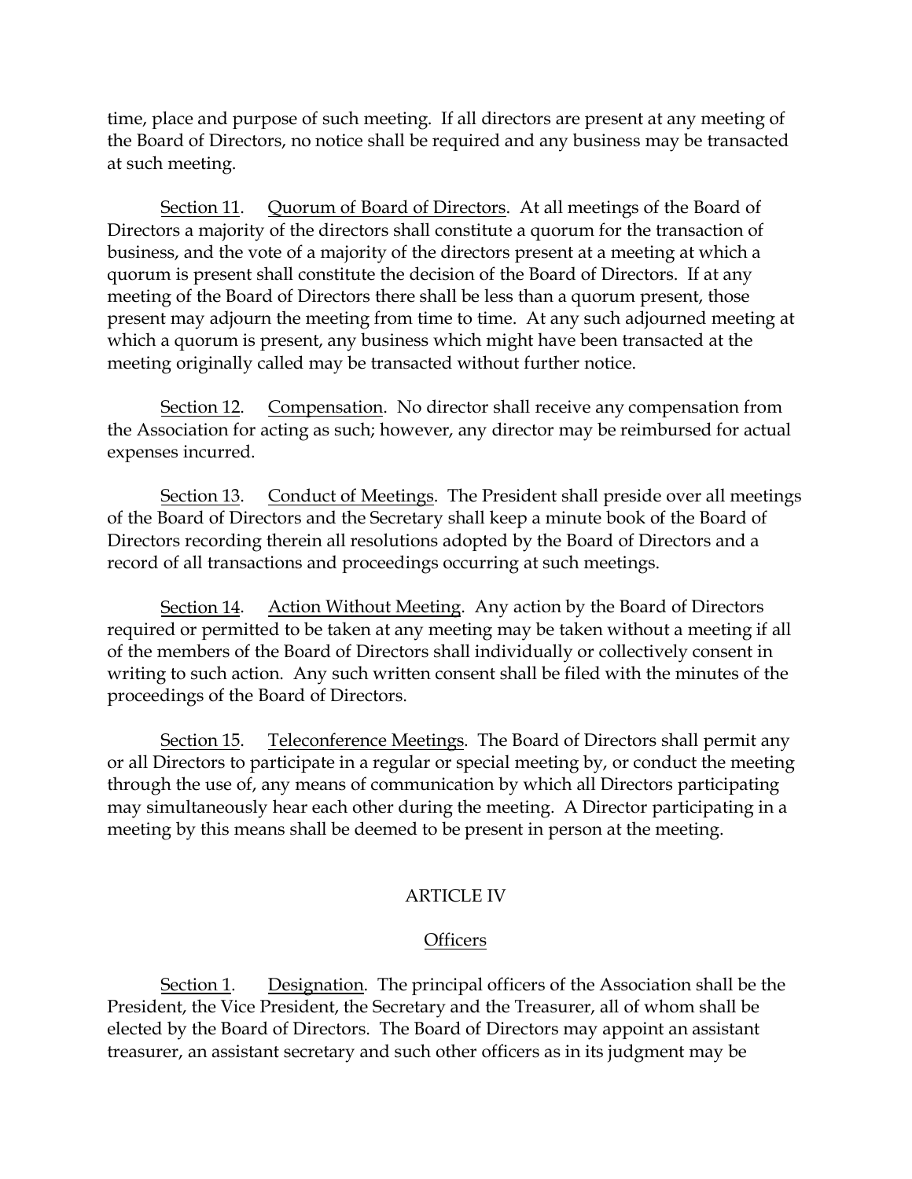time, place and purpose of such meeting. If all directors are present at any meeting of the Board of Directors, no notice shall be required and any business may be transacted at such meeting.

Section 11. Quorum of Board of Directors. At all meetings of the Board of Directors a majority of the directors shall constitute a quorum for the transaction of business, and the vote of a majority of the directors present at a meeting at which a quorum is present shall constitute the decision of the Board of Directors. If at any meeting of the Board of Directors there shall be less than a quorum present, those present may adjourn the meeting from time to time. At any such adjourned meeting at which a quorum is present, any business which might have been transacted at the meeting originally called may be transacted without further notice.

Section 12. Compensation. No director shall receive any compensation from the Association for acting as such; however, any director may be reimbursed for actual expenses incurred.

Section 13. Conduct of Meetings. The President shall preside over all meetings of the Board of Directors and the Secretary shall keep a minute book of the Board of Directors recording therein all resolutions adopted by the Board of Directors and a record of all transactions and proceedings occurring at such meetings.

Section 14. Action Without Meeting. Any action by the Board of Directors required or permitted to be taken at any meeting may be taken without a meeting if all of the members of the Board of Directors shall individually or collectively consent in writing to such action. Any such written consent shall be filed with the minutes of the proceedings of the Board of Directors.

Section 15. Teleconference Meetings. The Board of Directors shall permit any or all Directors to participate in a regular or special meeting by, or conduct the meeting through the use of, any means of communication by which all Directors participating may simultaneously hear each other during the meeting. A Director participating in a meeting by this means shall be deemed to be present in person at the meeting.

## ARTICLE IV

## Officers

Section 1. Designation. The principal officers of the Association shall be the President, the Vice President, the Secretary and the Treasurer, all of whom shall be elected by the Board of Directors. The Board of Directors may appoint an assistant treasurer, an assistant secretary and such other officers as in its judgment may be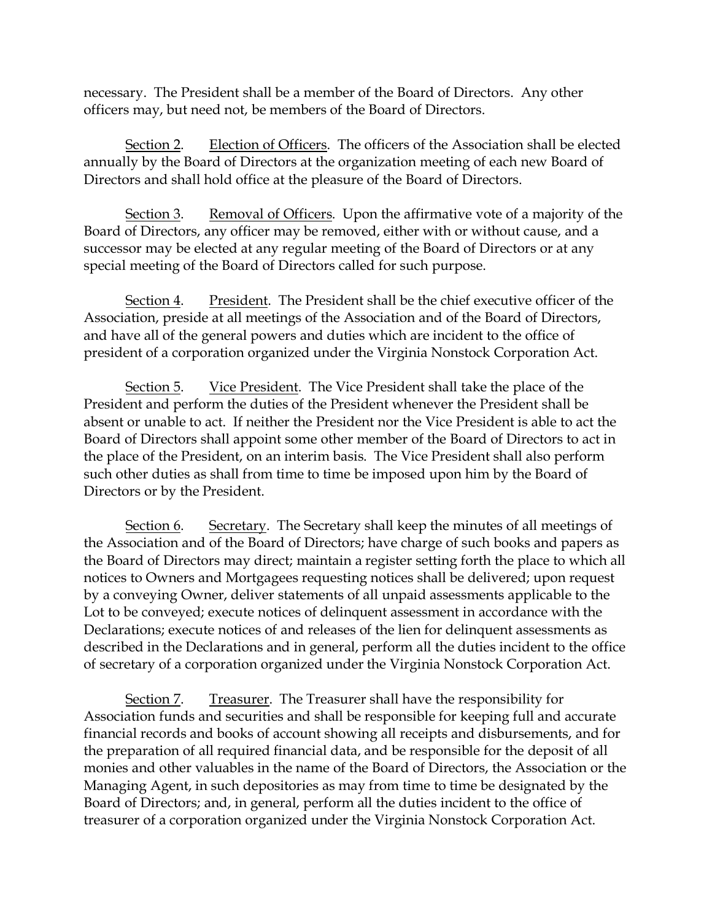necessary. The President shall be a member of the Board of Directors. Any other officers may, but need not, be members of the Board of Directors.

<u>Section 2</u>. <u>Election of Officers</u>. The officers of the Association shall be elected annually by the Board of Directors at the organization meeting of each new Board of Directors and shall hold office at the pleasure of the Board of Directors.

<u>Section 3</u>. <u>Removal of Officers</u>. Upon the affirmative vote of a majority of the Board of Directors, any officer may be removed, either with or without cause, and a successor may be elected at any regular meeting of the Board of Directors or at any special meeting of the Board of Directors called for such purpose.

<u>Section 4</u>. <u>President</u>. The President shall be the chief executive officer of the Association, preside at all meetings of the Association and of the Board of Directors, and have all of the general powers and duties which are incident to the office of president of a corporation organized under the Virginia Nonstock Corporation Act.

<u>Section 5</u>. <u>Vice President</u>. The Vice President shall take the place of the President and perform the duties of the President whenever the President shall be absent or unable to act. If neither the President nor the Vice President is able to act the Board of Directors shall appoint some other member of the Board of Directors to act in the place of the President, on an interim basis. The Vice President shall also perform such other duties as shall from time to time be imposed upon him by the Board of Directors or by the President.

<u>Section 6</u>. <u>Secretary</u>. The Secretary shall keep the minutes of all meetings of the Association and of the Board of Directors; have charge of such books and papers as the Board of Directors may direct; maintain a register setting forth the place to which all notices to Owners and Mortgagees requesting notices shall be delivered; upon request by a conveying Owner, deliver statements of all unpaid assessments applicable to the Lot to be conveyed; execute notices of delinquent assessment in accordance with the Declarations; execute notices of and releases of the lien for delinquent assessments as described in the Declarations and in general, perform all the duties incident to the office of secretary of a corporation organized under the Virginia Nonstock Corporation Act.

<u>Section 7</u>. <u>Treasurer</u>. The Treasurer shall have the responsibility for Association funds and securities and shall be responsible for keeping full and accurate financial records and books of account showing all receipts and disbursements, and for the preparation of all required financial data, and be responsible for the deposit of all monies and other valuables in the name of the Board of Directors, the Association or the Managing Agent, in such depositories as may from time to time be designated by the Board of Directors; and, in general, perform all the duties incident to the office of treasurer of a corporation organized under the Virginia Nonstock Corporation Act.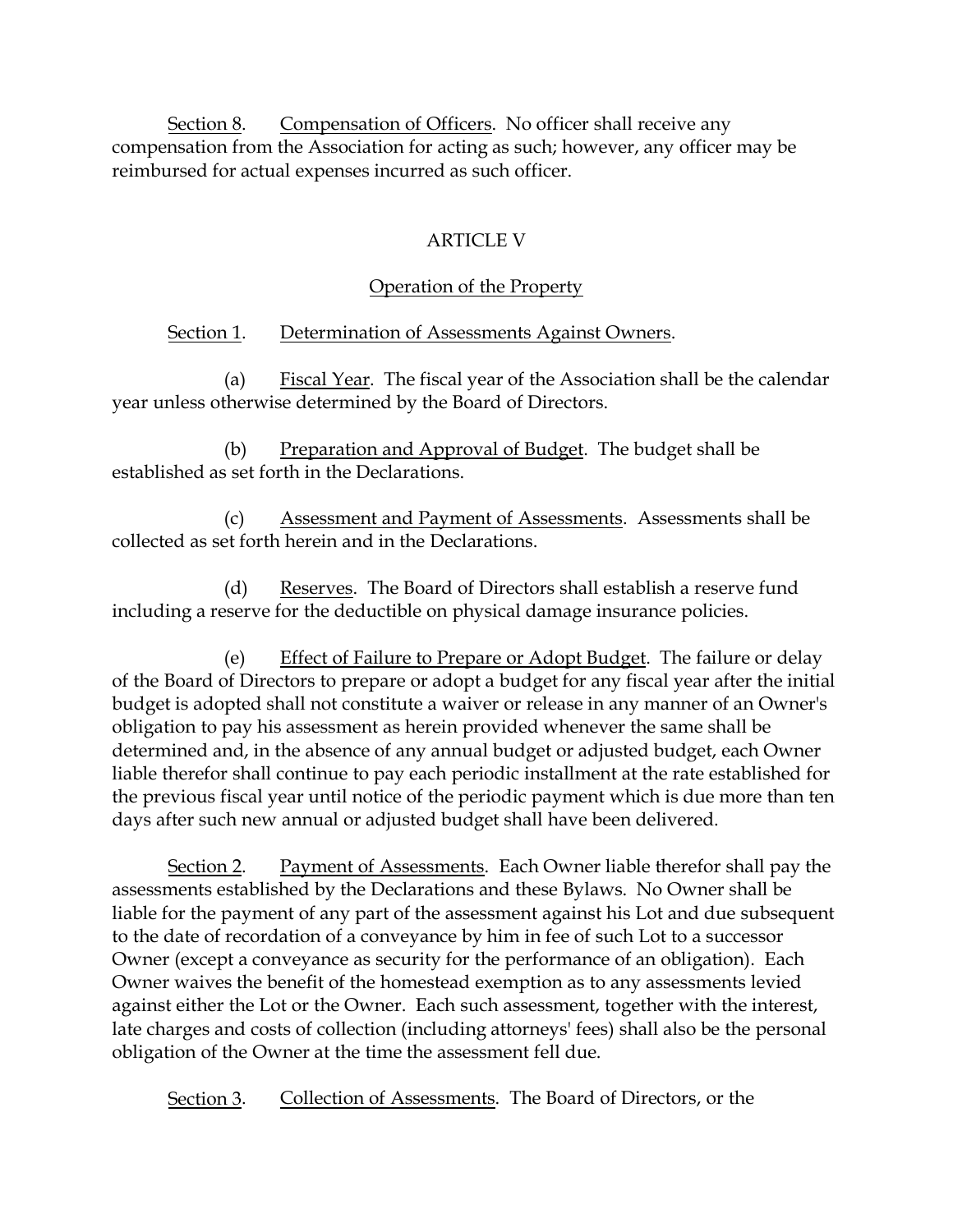Section 8. Compensation of Officers. No officer shall receive any compensation from the Association for acting as such; however, any officer may be reimbursed for actual expenses incurred as such officer.

## ARTICLE V

## Operation of the Property

Section 1. Determination of Assessments Against Owners.

(a) Fiscal Year. The fiscal year of the Association shall be the calendar year unless otherwise determined by the Board of Directors.

(b) Preparation and Approval of Budget. The budget shall be established as set forth in the Declarations.

(c) Assessment and Payment of Assessments. Assessments shall be collected as set forth herein and in the Declarations.

(d) Reserves. The Board of Directors shall establish a reserve fund including a reserve for the deductible on physical damage insurance policies.

(e) Effect of Failure to Prepare or Adopt Budget. The failure or delay of the Board of Directors to prepare or adopt a budget for any fiscal year after the initial budget is adopted shall not constitute a waiver or release in any manner of an Owner's obligation to pay his assessment as herein provided whenever the same shall be determined and, in the absence of any annual budget or adjusted budget, each Owner liable therefor shall continue to pay each periodic installment at the rate established for the previous fiscal year until notice of the periodic payment which is due more than ten days after such new annual or adjusted budget shall have been delivered.

Section 2. Payment of Assessments. Each Owner liable therefor shall pay the assessments established by the Declarations and these Bylaws. No Owner shall be liable for the payment of any part of the assessment against his Lot and due subsequent to the date of recordation of a conveyance by him in fee of such Lot to a successor Owner (except a conveyance as security for the performance of an obligation). Each Owner waives the benefit of the homestead exemption as to any assessments levied against either the Lot or the Owner. Each such assessment, together with the interest, late charges and costs of collection (including attorneys' fees) shall also be the personal obligation of the Owner at the time the assessment fell due.

Section 3. Collection of Assessments. The Board of Directors, or the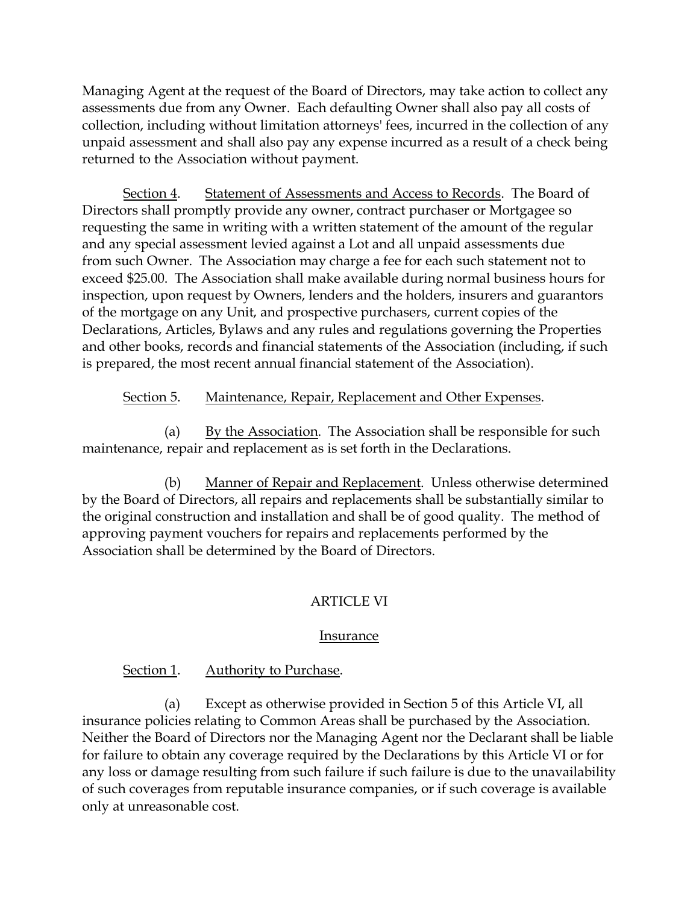Managing Agent at the request of the Board of Directors, may take action to collect any assessments due from any Owner. Each defaulting Owner shall also pay all costs of collection, including without limitation attorneys' fees, incurred in the collection of any unpaid assessment and shall also pay any expense incurred as a result of a check being returned to the Association without payment.

<u>Section 4</u>. <u>Statement of Assessments and Access to Records</u>. The Board of Directors shall promptly provide any owner, contract purchaser or Mortgagee so requesting the same in writing with a written statement of the amount of the regular and any special assessment levied against a Lot and all unpaid assessments due from such Owner. The Association may charge a fee for each such statement not to exceed $25.00. The Association shall make available during normal business hours for inspection, upon request by Owners, lenders and the holders, insurers and guarantors of the mortgage on any Unit, and prospective purchasers, current copies of the Declarations, Articles, Bylaws and any rules and regulations governing the Properties and other books, records and financial statements of the Association (including, if such is prepared, the most recent annual financial statement of the Association).

<u>Section 5</u>. <u>Maintenance, Repair, Replacement and Other Expenses</u>.

(a) <u>By the Association</u>. The Association shall be responsible for such maintenance, repair and replacement as is set forth in the Declarations.

(b) <u>Manner of Repair and Replacement</u>. Unless otherwise determined by the Board of Directors, all repairs and replacements shall be substantially similar to the original construction and installation and shall be of good quality. The method of approving payment vouchers for repairs and replacements performed by the Association shall be determined by the Board of Directors.

## ARTICLE VI

## <u>Insurance</u>

<u>Section 1</u>. <u>Authority to Purchase</u>.

(a) Except as otherwise provided in Section 5 of this Article VI, all insurance policies relating to Common Areas shall be purchased by the Association. Neither the Board of Directors nor the Managing Agent nor the Declarant shall be liable for failure to obtain any coverage required by the Declarations by this Article VI or for any loss or damage resulting from such failure if such failure is due to the unavailability of such coverages from reputable insurance companies, or if such coverage is available only at unreasonable cost.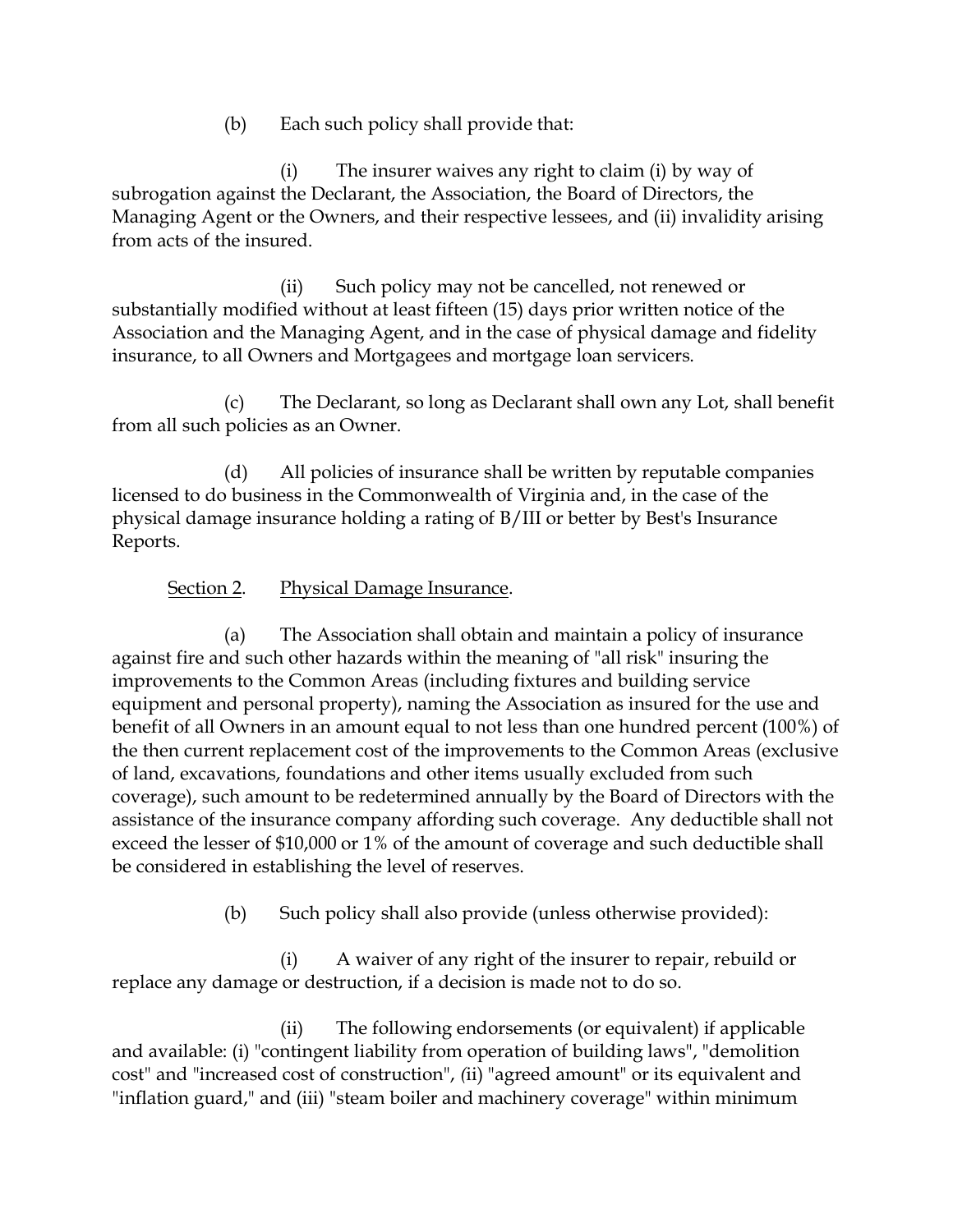(b) Each such policy shall provide that:

(i) The insurer waives any right to claim (i) by way of subrogation against the Declarant, the Association, the Board of Directors, the Managing Agent or the Owners, and their respective lessees, and (ii) invalidity arising from acts of the insured.

(ii) Such policy may not be cancelled, not renewed or substantially modified without at least fifteen (15) days prior written notice of the Association and the Managing Agent, and in the case of physical damage and fidelity insurance, to all Owners and Mortgagees and mortgage loan servicers.

(c) The Declarant, so long as Declarant shall own any Lot, shall benefit from all such policies as an Owner.

(d) All policies of insurance shall be written by reputable companies licensed to do business in the Commonwealth of Virginia and, in the case of the physical damage insurance holding a rating of B/III or better by Best's Insurance Reports.

<u>Section 2</u>. <u>Physical Damage Insurance</u>.

(a) The Association shall obtain and maintain a policy of insurance against fire and such other hazards within the meaning of "all risk" insuring the improvements to the Common Areas (including fixtures and building service equipment and personal property), naming the Association as insured for the use and benefit of all Owners in an amount equal to not less than one hundred percent (100%) of the then current replacement cost of the improvements to the Common Areas (exclusive of land, excavations, foundations and other items usually excluded from such coverage), such amount to be redetermined annually by the Board of Directors with the assistance of the insurance company affording such coverage. Any deductible shall not exceed the lesser of $10,000 or 1% of the amount of coverage and such deductible shall be considered in establishing the level of reserves.

(b) Such policy shall also provide (unless otherwise provided):

(i) A waiver of any right of the insurer to repair, rebuild or replace any damage or destruction, if a decision is made not to do so.

(ii) The following endorsements (or equivalent) if applicable and available: (i) "contingent liability from operation of building laws", "demolition cost" and "increased cost of construction", (ii) "agreed amount" or its equivalent and "inflation guard," and (iii) "steam boiler and machinery coverage" within minimum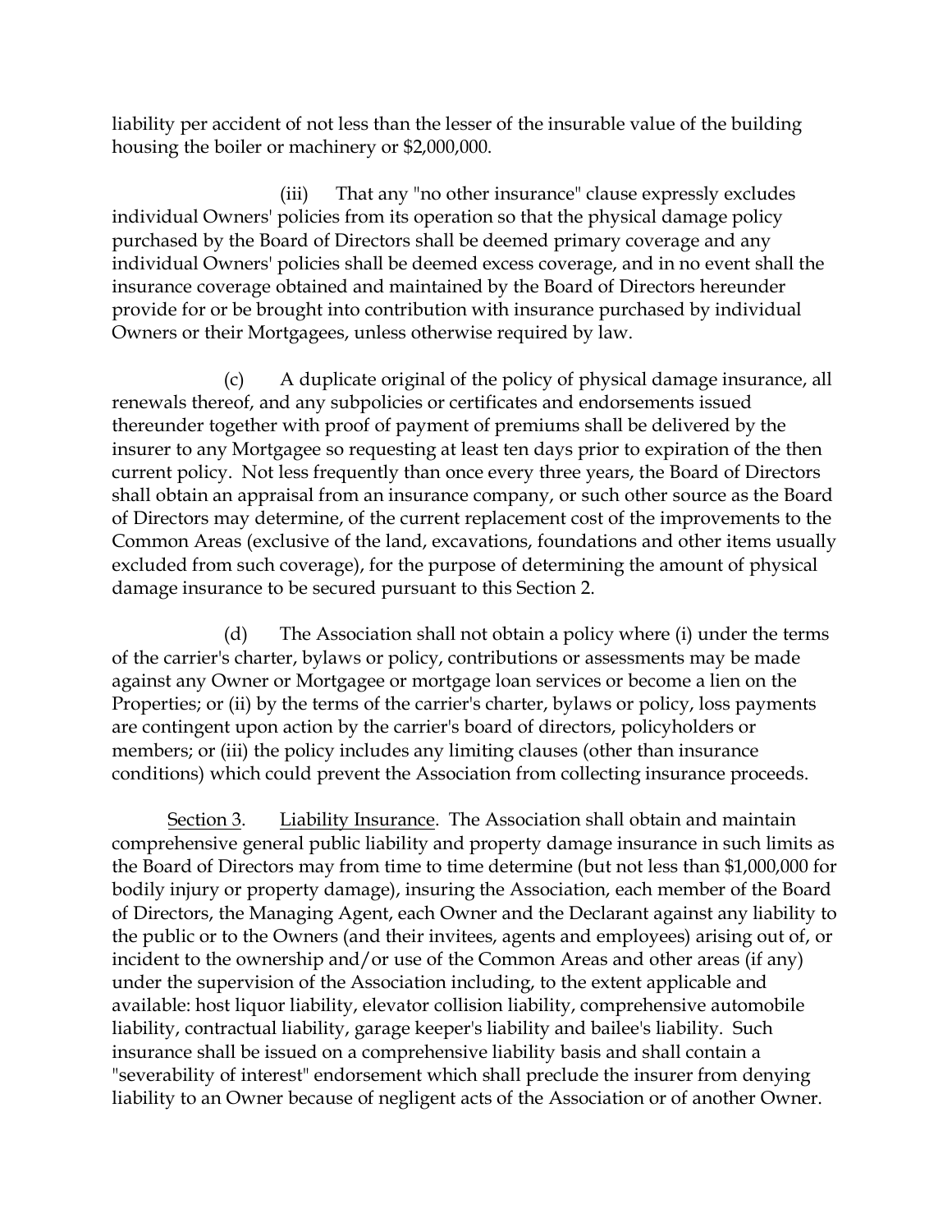liability per accident of not less than the lesser of the insurable value of the building housing the boiler or machinery or $2,000,000.

(iii) That any "no other insurance" clause expressly excludes individual Owners' policies from its operation so that the physical damage policy purchased by the Board of Directors shall be deemed primary coverage and any individual Owners' policies shall be deemed excess coverage, and in no event shall the insurance coverage obtained and maintained by the Board of Directors hereunder provide for or be brought into contribution with insurance purchased by individual Owners or their Mortgagees, unless otherwise required by law.

(c) A duplicate original of the policy of physical damage insurance, all renewals thereof, and any subpolicies or certificates and endorsements issued thereunder together with proof of payment of premiums shall be delivered by the insurer to any Mortgagee so requesting at least ten days prior to expiration of the then current policy. Not less frequently than once every three years, the Board of Directors shall obtain an appraisal from an insurance company, or such other source as the Board of Directors may determine, of the current replacement cost of the improvements to the Common Areas (exclusive of the land, excavations, foundations and other items usually excluded from such coverage), for the purpose of determining the amount of physical damage insurance to be secured pursuant to this Section 2.

(d) The Association shall not obtain a policy where (i) under the terms of the carrier's charter, bylaws or policy, contributions or assessments may be made against any Owner or Mortgagee or mortgage loan services or become a lien on the Properties; or (ii) by the terms of the carrier's charter, bylaws or policy, loss payments are contingent upon action by the carrier's board of directors, policyholders or members; or (iii) the policy includes any limiting clauses (other than insurance conditions) which could prevent the Association from collecting insurance proceeds.

Section 3. Liability Insurance. The Association shall obtain and maintain comprehensive general public liability and property damage insurance in such limits as the Board of Directors may from time to time determine (but not less than $1,000,000 for bodily injury or property damage), insuring the Association, each member of the Board of Directors, the Managing Agent, each Owner and the Declarant against any liability to the public or to the Owners (and their invitees, agents and employees) arising out of, or incident to the ownership and/or use of the Common Areas and other areas (if any) under the supervision of the Association including, to the extent applicable and available: host liquor liability, elevator collision liability, comprehensive automobile liability, contractual liability, garage keeper's liability and bailee's liability. Such insurance shall be issued on a comprehensive liability basis and shall contain a "severability of interest" endorsement which shall preclude the insurer from denying liability to an Owner because of negligent acts of the Association or of another Owner.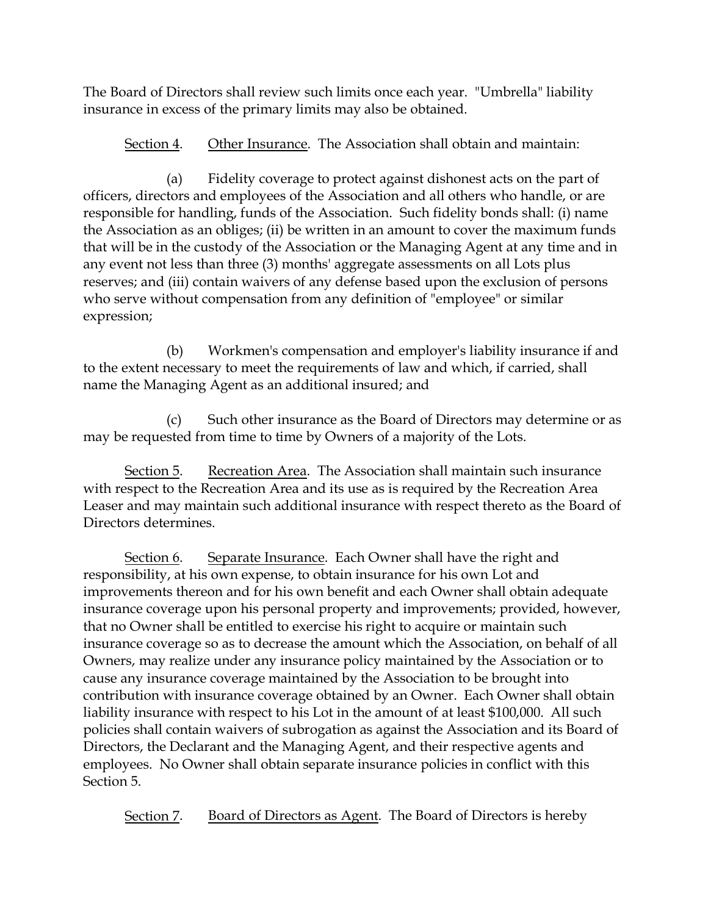The Board of Directors shall review such limits once each year. "Umbrella" liability insurance in excess of the primary limits may also be obtained.

<u>Section 4</u>. <u>Other Insurance</u>. The Association shall obtain and maintain:

(a) Fidelity coverage to protect against dishonest acts on the part of officers, directors and employees of the Association and all others who handle, or are responsible for handling, funds of the Association. Such fidelity bonds shall: (i) name the Association as an obliges; (ii) be written in an amount to cover the maximum funds that will be in the custody of the Association or the Managing Agent at any time and in any event not less than three (3) months' aggregate assessments on all Lots plus reserves; and (iii) contain waivers of any defense based upon the exclusion of persons who serve without compensation from any definition of "employee" or similar expression;

(b) Workmen's compensation and employer's liability insurance if and to the extent necessary to meet the requirements of law and which, if carried, shall name the Managing Agent as an additional insured; and

(c) Such other insurance as the Board of Directors may determine or as may be requested from time to time by Owners of a majority of the Lots.

<u>Section 5</u>. <u>Recreation Area</u>. The Association shall maintain such insurance with respect to the Recreation Area and its use as is required by the Recreation Area Leaser and may maintain such additional insurance with respect thereto as the Board of Directors determines.

<u>Section 6</u>. <u>Separate Insurance</u>. Each Owner shall have the right and responsibility, at his own expense, to obtain insurance for his own Lot and improvements thereon and for his own benefit and each Owner shall obtain adequate insurance coverage upon his personal property and improvements; provided, however, that no Owner shall be entitled to exercise his right to acquire or maintain such insurance coverage so as to decrease the amount which the Association, on behalf of all Owners, may realize under any insurance policy maintained by the Association or to cause any insurance coverage maintained by the Association to be brought into contribution with insurance coverage obtained by an Owner. Each Owner shall obtain liability insurance with respect to his Lot in the amount of at least $100,000. All such policies shall contain waivers of subrogation as against the Association and its Board of Directors, the Declarant and the Managing Agent, and their respective agents and employees. No Owner shall obtain separate insurance policies in conflict with this Section 5.

<u>Section 7</u>. <u>Board of Directors as Agent</u>. The Board of Directors is hereby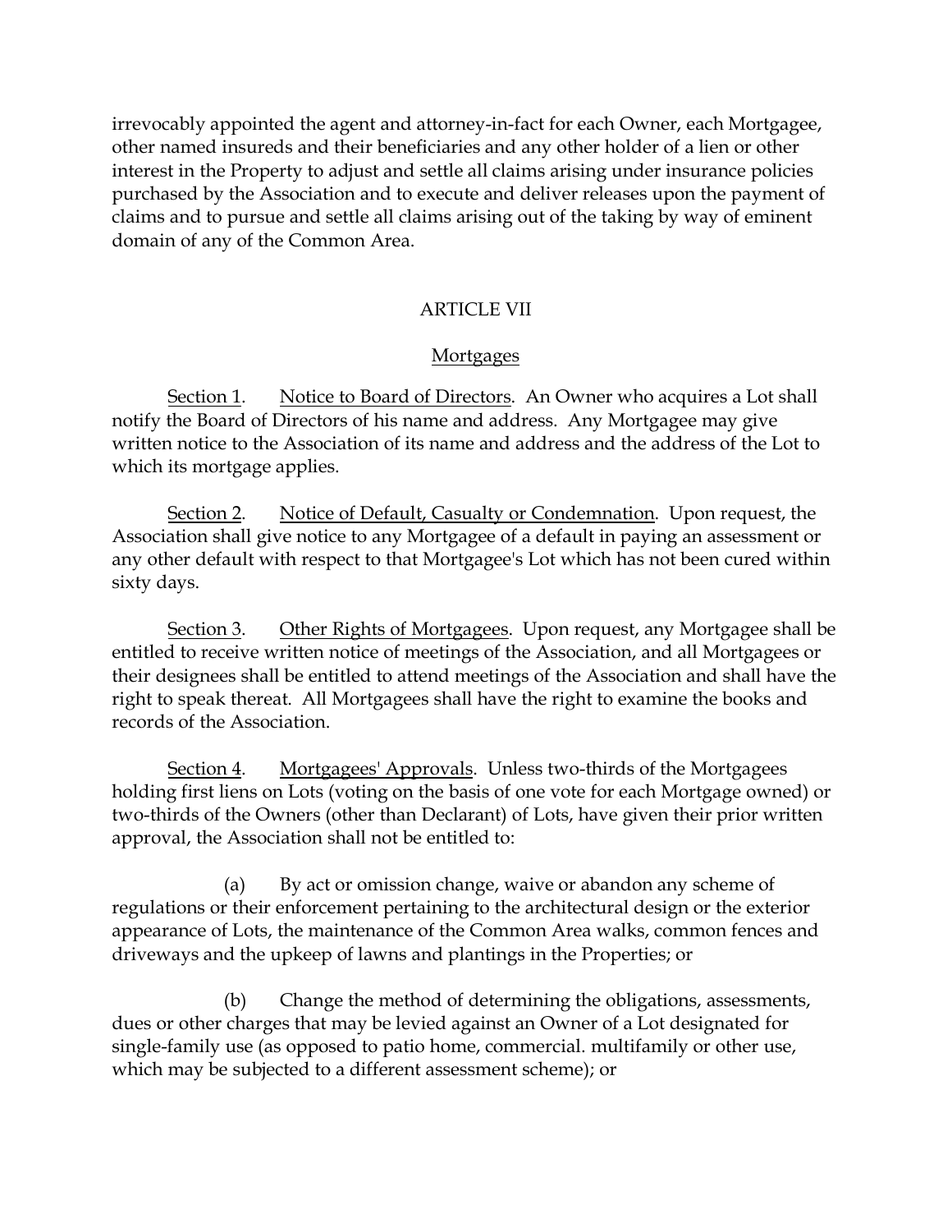irrevocably appointed the agent and attorney-in-fact for each Owner, each Mortgagee, other named insureds and their beneficiaries and any other holder of a lien or other interest in the Property to adjust and settle all claims arising under insurance policies purchased by the Association and to execute and deliver releases upon the payment of claims and to pursue and settle all claims arising out of the taking by way of eminent domain of any of the Common Area.

## ARTICLE VII

### Mortgages

Section 1. Notice to Board of Directors. An Owner who acquires a Lot shall notify the Board of Directors of his name and address. Any Mortgagee may give written notice to the Association of its name and address and the address of the Lot to which its mortgage applies.

Section 2. Notice of Default, Casualty or Condemnation. Upon request, the Association shall give notice to any Mortgagee of a default in paying an assessment or any other default with respect to that Mortgagee's Lot which has not been cured within sixty days.

Section 3. Other Rights of Mortgagees. Upon request, any Mortgagee shall be entitled to receive written notice of meetings of the Association, and all Mortgagees or their designees shall be entitled to attend meetings of the Association and shall have the right to speak thereat. All Mortgagees shall have the right to examine the books and records of the Association.

Section 4. Mortgagees' Approvals. Unless two-thirds of the Mortgagees holding first liens on Lots (voting on the basis of one vote for each Mortgage owned) or two-thirds of the Owners (other than Declarant) of Lots, have given their prior written approval, the Association shall not be entitled to:

(a) By act or omission change, waive or abandon any scheme of regulations or their enforcement pertaining to the architectural design or the exterior appearance of Lots, the maintenance of the Common Area walks, common fences and driveways and the upkeep of lawns and plantings in the Properties; or

(b) Change the method of determining the obligations, assessments, dues or other charges that may be levied against an Owner of a Lot designated for single-family use (as opposed to patio home, commercial. multifamily or other use, which may be subjected to a different assessment scheme); or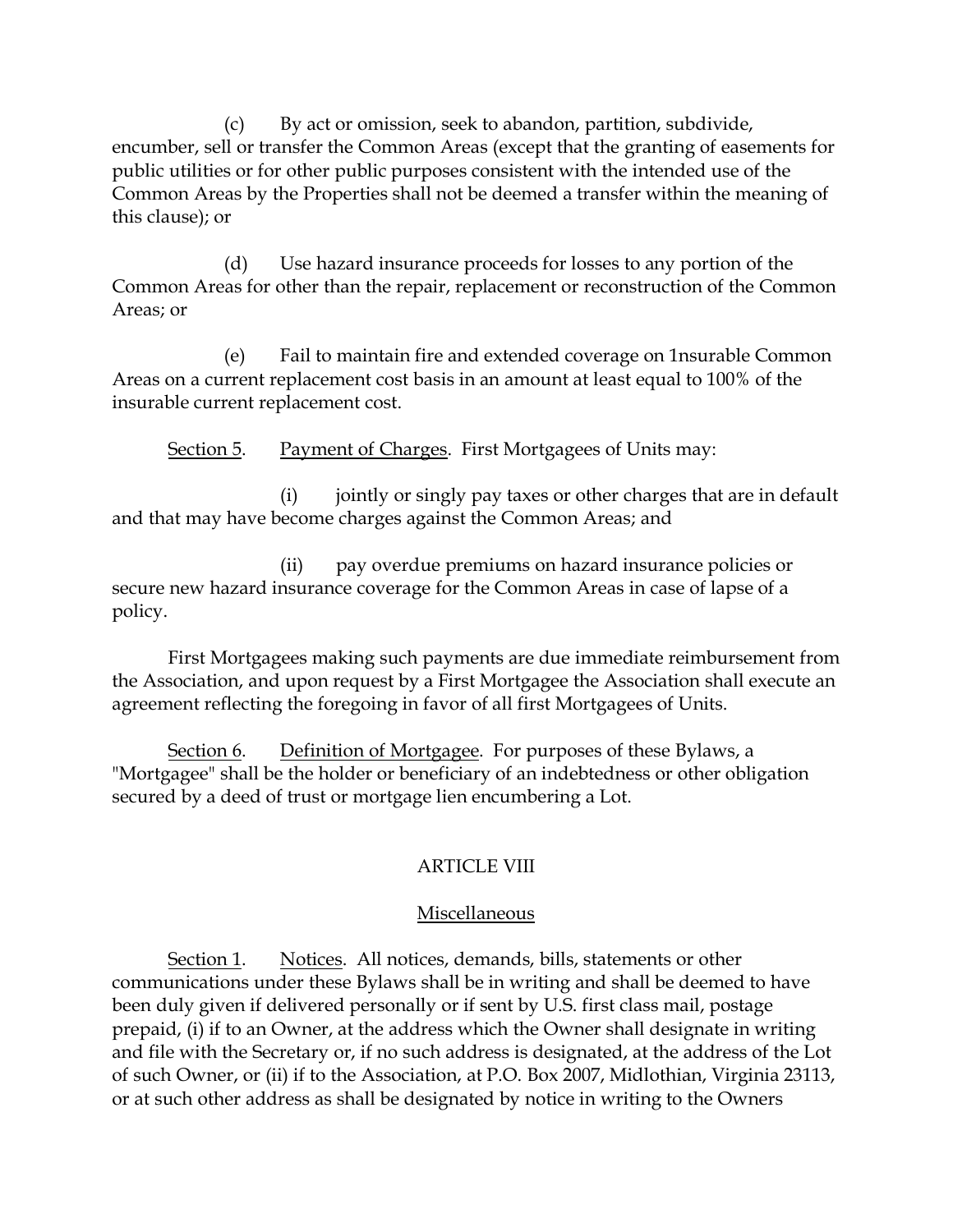(c) By act or omission, seek to abandon, partition, subdivide, encumber, sell or transfer the Common Areas (except that the granting of easements for public utilities or for other public purposes consistent with the intended use of the Common Areas by the Properties shall not be deemed a transfer within the meaning of this clause); or

(d) Use hazard insurance proceeds for losses to any portion of the Common Areas for other than the repair, replacement or reconstruction of the Common Areas; or

(e) Fail to maintain fire and extended coverage on 1nsurable Common Areas on a current replacement cost basis in an amount at least equal to 100% of the insurable current replacement cost.

Section 5. Payment of Charges. First Mortgagees of Units may:

(i) jointly or singly pay taxes or other charges that are in default and that may have become charges against the Common Areas; and

(ii) pay overdue premiums on hazard insurance policies or secure new hazard insurance coverage for the Common Areas in case of lapse of a policy.

First Mortgagees making such payments are due immediate reimbursement from the Association, and upon request by a First Mortgagee the Association shall execute an agreement reflecting the foregoing in favor of all first Mortgagees of Units.

Section 6. Definition of Mortgagee. For purposes of these Bylaws, a "Mortgagee" shall be the holder or beneficiary of an indebtedness or other obligation secured by a deed of trust or mortgage lien encumbering a Lot.

## ARTICLE VIII

## Miscellaneous

Section 1. Notices. All notices, demands, bills, statements or other communications under these Bylaws shall be in writing and shall be deemed to have been duly given if delivered personally or if sent by U.S. first class mail, postage prepaid, (i) if to an Owner, at the address which the Owner shall designate in writing and file with the Secretary or, if no such address is designated, at the address of the Lot of such Owner, or (ii) if to the Association, at P.O. Box 2007, Midlothian, Virginia 23113, or at such other address as shall be designated by notice in writing to the Owners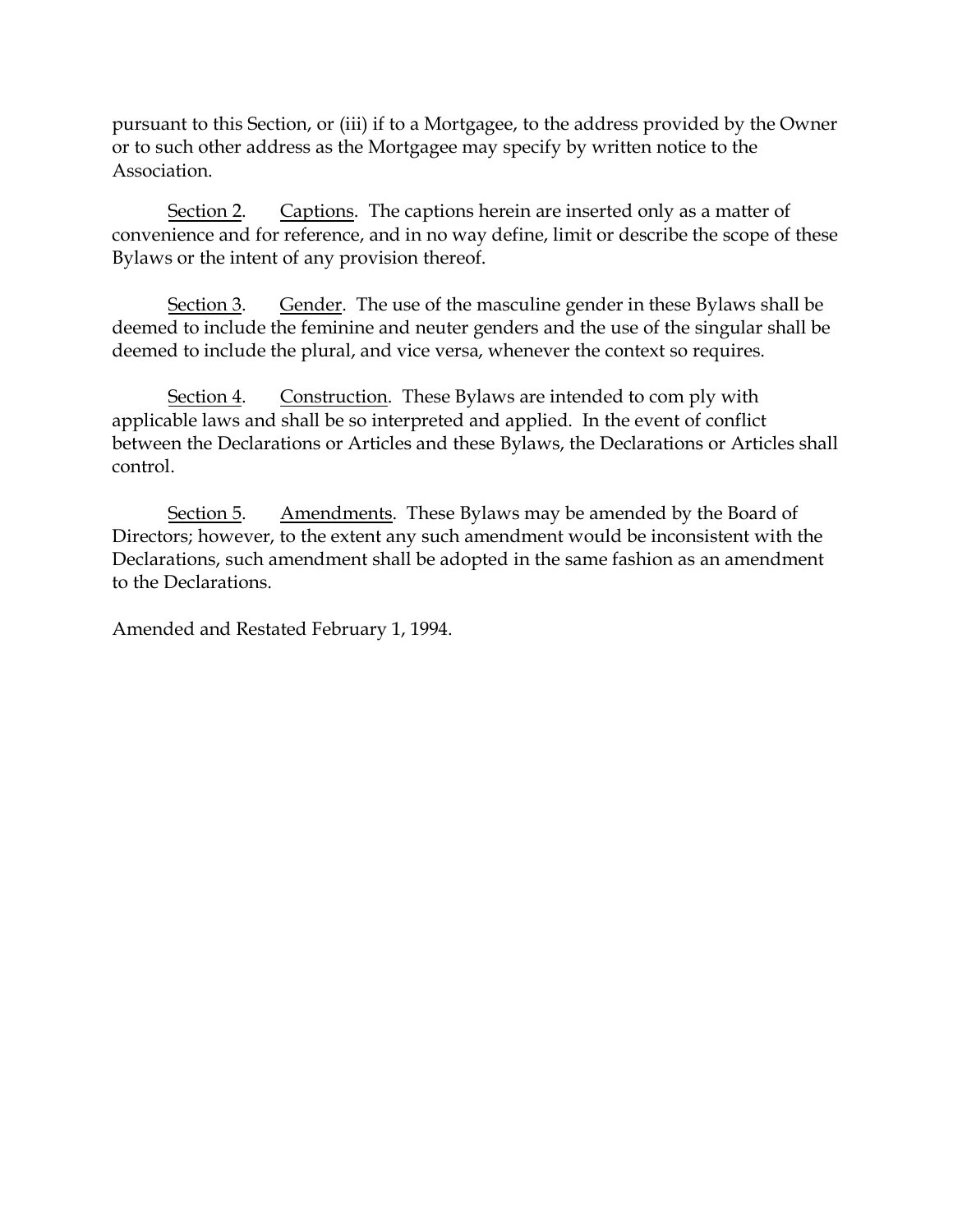pursuant to this Section, or (iii) if to a Mortgagee, to the address provided by the Owner or to such other address as the Mortgagee may specify by written notice to the Association.

Section 2. Captions. The captions herein are inserted only as a matter of convenience and for reference, and in no way define, limit or describe the scope of these Bylaws or the intent of any provision thereof.

Section 3. Gender. The use of the masculine gender in these Bylaws shall be deemed to include the feminine and neuter genders and the use of the singular shall be deemed to include the plural, and vice versa, whenever the context so requires.

Section 4. Construction. These Bylaws are intended to com ply with applicable laws and shall be so interpreted and applied. In the event of conflict between the Declarations or Articles and these Bylaws, the Declarations or Articles shall control.

Section 5. Amendments. These Bylaws may be amended by the Board of Directors; however, to the extent any such amendment would be inconsistent with the Declarations, such amendment shall be adopted in the same fashion as an amendment to the Declarations.

Amended and Restated February 1, 1994.